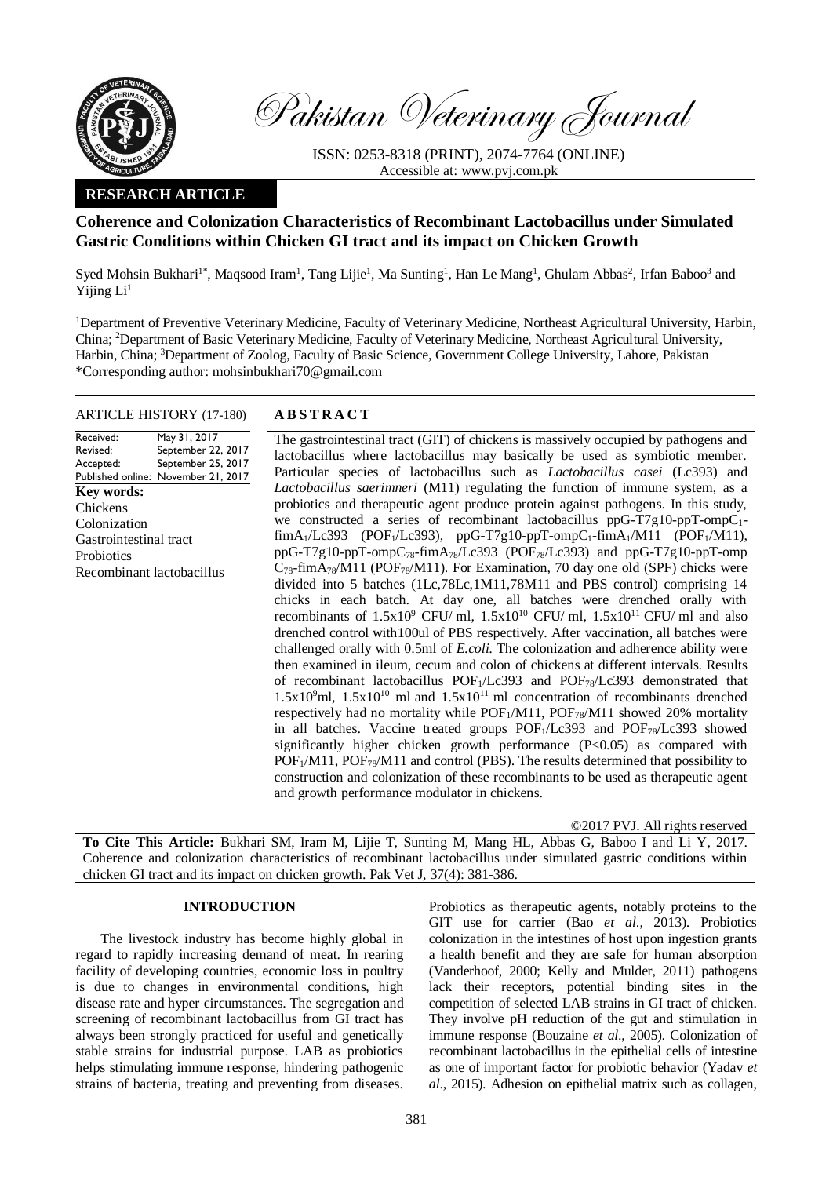Pakistan Veterinary Journal

ISSN: 0253-8318 (PRINT), 2074-7764 (ONLINE)
Accessible at: www.pvj.com.pk

**RESEARCH ARTICLE**

# Coherence and Colonization Characteristics of Recombinant Lactobacillus under Simulated Gastric Conditions within Chicken GI tract and its impact on Chicken Growth

Syed Mohsin Bukhari[1*], Maqsood Iram[1], Tang Lijie[1], Ma Sunting[1], Han Le Mang[1], Ghulam Abbas[2], Irfan Baboo[3] and Yijing Li[1]

[1]Department of Preventive Veterinary Medicine, Faculty of Veterinary Medicine, Northeast Agricultural University, Harbin, China; [2]Department of Basic Veterinary Medicine, Faculty of Veterinary Medicine, Northeast Agricultural University, Harbin, China; [3]Department of Zoolog, Faculty of Basic Science, Government College University, Lahore, Pakistan
*Corresponding author: mohsinbukhari70@gmail.com

**ARTICLE HISTORY** (17-180)

Received: May 31, 2017
Revised: September 22, 2017
Accepted: September 25, 2017
Published online: November 21, 2017

**Key words:**
Chickens
Colonization
Gastrointestinal tract
Probiotics
Recombinant lactobacillus

## ABSTRACT

The gastrointestinal tract (GIT) of chickens is massively occupied by pathogens and lactobacillus where lactobacillus may basically be used as symbiotic member. Particular species of lactobacillus such as *Lactobacillus casei* (Lc393) and *Lactobacillus saerimneri* (M11) regulating the function of immune system, as a probiotics and therapeutic agent produce protein against pathogens. In this study, we constructed a series of recombinant lactobacillus ppG-T7g10-ppT-ompC$_1$-fimA$_1$/Lc393 (POF$_1$/Lc393), ppG-T7g10-ppT-ompC$_1$-fimA$_1$/M11 (POF$_1$/M11), ppG-T7g10-ppT-ompC$_{78}$-fimA$_{78}$/Lc393 (POF$_{78}$/Lc393) and ppG-T7g10-ppT-omp C$_{78}$-fimA$_{78}$/M11 (POF$_{78}$/M11). For Examination, 70 day one old (SPF) chicks were divided into 5 batches (1Lc,78Lc,1M11,78M11 and PBS control) comprising 14 chicks in each batch. At day one, all batches were drenched orally with recombinants of $1.5\text{x}10^9$ CFU/ ml, $1.5\text{x}10^{10}$ CFU/ ml, $1.5\text{x}10^{11}$ CFU/ ml and also drenched control with100ul of PBS respectively. After vaccination, all batches were challenged orally with 0.5ml of *E.coli.* The colonization and adherence ability were then examined in ileum, cecum and colon of chickens at different intervals. Results of recombinant lactobacillus POF$_1$/Lc393 and POF$_{78}$/Lc393 demonstrated that $1.5\text{x}10^9$ml, $1.5\text{x}10^{10}$ ml and $1.5\text{x}10^{11}$ ml concentration of recombinants drenched respectively had no mortality while POF$_1$/M11, POF$_{78}$/M11 showed 20% mortality in all batches. Vaccine treated groups POF$_1$/Lc393 and POF$_{78}$/Lc393 showed significantly higher chicken growth performance ($P<0.05$) as compared with POF$_1$/M11, POF$_{78}$/M11 and control (PBS). The results determined that possibility to construction and colonization of these recombinants to be used as therapeutic agent and growth performance modulator in chickens.

©2017 PVJ. All rights reserved

**To Cite This Article:** Bukhari SM, Iram M, Lijie T, Sunting M, Mang HL, Abbas G, Baboo I and Li Y, 2017. Coherence and colonization characteristics of recombinant lactobacillus under simulated gastric conditions within chicken GI tract and its impact on chicken growth. Pak Vet J, 37(4): 381-386.

## INTRODUCTION

The livestock industry has become highly global in regard to rapidly increasing demand of meat. In rearing facility of developing countries, economic loss in poultry is due to changes in environmental conditions, high disease rate and hyper circumstances. The segregation and screening of recombinant lactobacillus from GI tract has always been strongly practiced for useful and genetically stable strains for industrial purpose. LAB as probiotics helps stimulating immune response, hindering pathogenic strains of bacteria, treating and preventing from diseases. Probiotics as therapeutic agents, notably proteins to the GIT use for carrier (Bao *et al*., 2013). Probiotics colonization in the intestines of host upon ingestion grants a health benefit and they are safe for human absorption (Vanderhoof, 2000; Kelly and Mulder, 2011) pathogens lack their receptors, potential binding sites in the competition of selected LAB strains in GI tract of chicken. They involve pH reduction of the gut and stimulation in immune response (Bouzaine *et al*., 2005). Colonization of recombinant lactobacillus in the epithelial cells of intestine as one of important factor for probiotic behavior (Yadav *et al*., 2015). Adhesion on epithelial matrix such as collagen,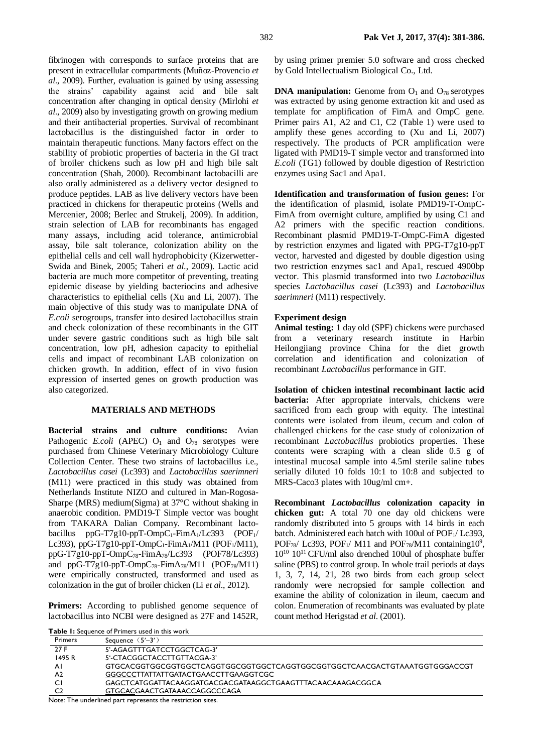fibrinogen with corresponds to surface proteins that are present in extracellular compartments (Muñoz-Provencio *et al*., 2009). Further, evaluation is gained by using assessing the strains' capability against acid and bile salt concentration after changing in optical density (Mirlohi *et al*., 2009) also by investigating growth on growing medium and their antibacterial properties. Survival of recombinant lactobacillus is the distinguished factor in order to maintain therapeutic functions. Many factors effect on the stability of probiotic properties of bacteria in the GI tract of broiler chickens such as low pH and high bile salt concentration (Shah, 2000). Recombinant lactobacilli are also orally administered as a delivery vector designed to produce peptides. LAB as live delivery vectors have been practiced in chickens for therapeutic proteins (Wells and Mercenier, 2008; Berlec and Strukelj, 2009). In addition, strain selection of LAB for recombinants has engaged many assays, including acid tolerance, antimicrobial assay, bile salt tolerance, colonization ability on the epithelial cells and cell wall hydrophobicity (Kizerwetter-Swida and Binek, 2005; Taheri *et al*., 2009). Lactic acid bacteria are much more competitor of preventing, treating epidemic disease by yielding bacteriocins and adhesive characteristics to epithelial cells (Xu and Li, 2007). The main objective of this study was to manipulate DNA of *E.coli* serogroups, transfer into desired lactobacillus strain and check colonization of these recombinants in the GIT under severe gastric conditions such as high bile salt concentration, low pH, adhesion capacity to epithelial cells and impact of recombinant LAB colonization on chicken growth. In addition, effect of in vivo fusion expression of inserted genes on growth production was also categorized.

## MATERIALS AND METHODS

**Bacterial strains and culture conditions:** Avian Pathogenic *E.coli* (APEC) $O_1$ and $O_{78}$ serotypes were purchased from Chinese Veterinary Microbiology Culture Collection Center. These two strains of lactobacillus i.e., *Lactobacillus casei* (Lc393) and *Lactobacillus saerimneri* (M11) were practiced in this study was obtained from Netherlands Institute NIZO and cultured in Man-Rogosa-Sharpe (MRS) medium(Sigma) at 37°C without shaking in anaerobic condition. PMD19-T Simple vector was bought from TAKARA Dalian Company. Recombinant lactobacillus ppG-T7g10-ppT-$OmpC_1$-$FimA_1$/Lc393 ($POF_1$/Lc393), ppG-T7g10-ppT-$OmpC_1$-$FimA_1$/M11 ($POF_1$/M11), ppG-T7g10-ppT-$OmpC_{78}$-$FimA_{78}$/Lc393 (POF78/Lc393) and ppG-T7g10-ppT-$OmpC_{78}$-$FimA_{78}$/M11 ($POF_{78}$/M11) were empirically constructed, transformed and used as colonization in the gut of broiler chicken (Li *et al*., 2012).

**Primers:** According to published genome sequence of lactobacillus into NCBI were designed as 27F and 1452R, by using primer premier 5.0 software and cross checked by Gold Intellectualism Biological Co., Ltd.

**DNA manipulation:** Genome from $O_1$ and $O_{78}$ serotypes was extracted by using genome extraction kit and used as template for amplification of FimA and OmpC gene. Primer pairs A1, A2 and C1, C2 (Table 1) were used to amplify these genes according to (Xu and Li, 2007) respectively. The products of PCR amplification were ligated with PMD19-T simple vector and transformed into *E.coli* (TG1) followed by double digestion of Restriction enzymes using Sac1 and Apa1.

**Identification and transformation of fusion genes:** For the identification of plasmid, isolate PMD19-T-OmpC-FimA from overnight culture, amplified by using C1 and A2 primers with the specific reaction conditions. Recombinant plasmid PMD19-T-OmpC-FimA digested by restriction enzymes and ligated with PPG-T7g10-ppT vector, harvested and digested by double digestion using two restriction enzymes sac1 and Apa1, rescued 4900bp vector. This plasmid transformed into two *Lactobacillus* species *Lactobacillus casei* (Lc393) and *Lactobacillus saerimneri* (M11) respectively.

### Experiment design

**Animal testing:** 1 day old (SPF) chickens were purchased from a veterinary research institute in Harbin Heilongjiang province China for the diet growth correlation and identification and colonization of recombinant *Lactobacillus* performance in GIT.

**Isolation of chicken intestinal recombinant lactic acid bacteria:** After appropriate intervals, chickens were sacrificed from each group with equity. The intestinal contents were isolated from ileum, cecum and colon of challenged chickens for the case study of colonization of recombinant *Lactobacillus* probiotics properties. These contents were scraping with a clean slide 0.5 g of intestinal mucosal sample into 4.5ml sterile saline tubes serially diluted 10 folds 10:1 to 10:8 and subjected to MRS-Caco3 plates with 10ug/ml cm+.

**Recombinant *Lactobacillus* colonization capacity in chicken gut:** A total 70 one day old chickens were randomly distributed into 5 groups with 14 birds in each batch. Administered each batch with 100ul of $POF_1$/ Lc393, $POF_{78}$/ Lc393, $POF_1$/ M11 and $POF_{78}$/M11 containing$10^9$, $10^{10}$ $10^{11}$ CFU/ml also drenched 100ul of phosphate buffer saline (PBS) to control group. In whole trail periods at days 1, 3, 7, 14, 21, 28 two birds from each group select randomly were necropsied for sample collection and examine the ability of colonization in ileum, caecum and colon. Enumeration of recombinants was evaluated by plate count method Herigstad *et al*. (2001).

**Table 1:** Sequence of Primers used in this work

| Primers | Sequence（5′–3′） |
|---|---|
| 27 F | 5′-AGAGTTTGATCCTGGCTCAG-3′ |
| 1495 R | 5′-CTACGGCTACCTTGTTACGA-3′ |
| A1 | GTGCACGGTGGCGGTGGCTCAGGTGGCGGTGGCTCAGGTGGCGGTGGCTCAACGACTGTAAATGGTGGGACCGT |
| A2 | <u>GGGCCC</u>TTATTATTGATACTGAACCTTGAAGGTCGC |
| C1 | <u>GAGCTC</u>ATGGATTACAAGGATGACGACGATAAGGCTGAAGTTTACAACAAAGACGGCA |
| C2 | <u>GTGCAC</u>GAACTGATAAACCAGGCCCAGA |

Note: The underlined part represents the restriction sites.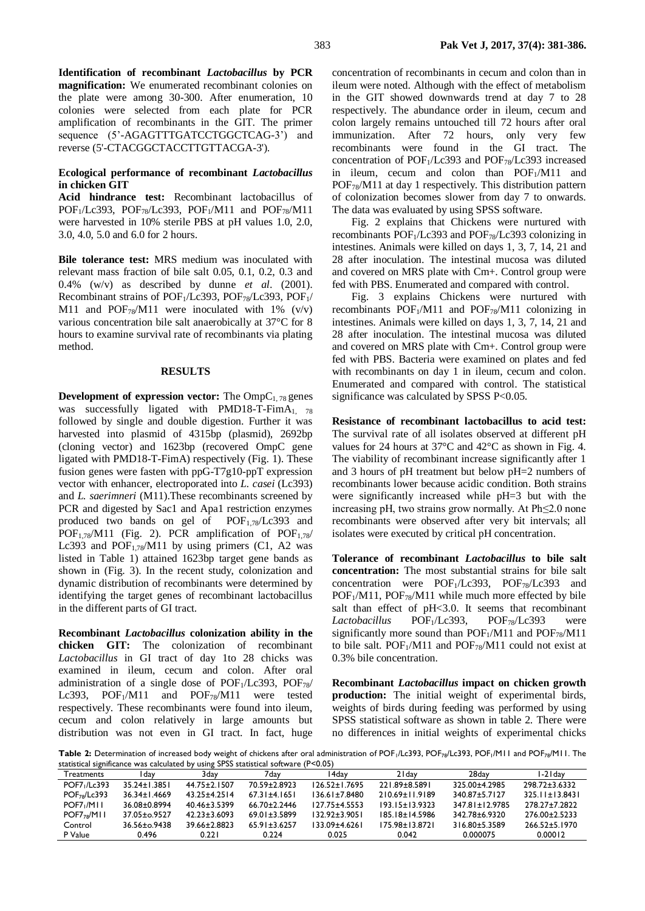**Identification of recombinant *Lactobacillus* by PCR magnification:** We enumerated recombinant colonies on the plate were among 30-300. After enumeration, 10 colonies were selected from each plate for PCR amplification of recombinants in the GIT. The primer sequence (5'-AGAGTTTGATCCTGGCTCAG-3') and reverse (5'-CTACGGCTACCTTGTTACGA-3').

**Ecological performance of recombinant *Lactobacillus* in chicken GIT**

**Acid hindrance test:** Recombinant lactobacillus of $POF_1$/Lc393, $POF_{78}$/Lc393, $POF_1$/M11 and $POF_{78}$/M11 were harvested in 10% sterile PBS at pH values 1.0, 2.0, 3.0, 4.0, 5.0 and 6.0 for 2 hours.

**Bile tolerance test:** MRS medium was inoculated with relevant mass fraction of bile salt 0.05, 0.1, 0.2, 0.3 and 0.4% (w/v) as described by dunne *et al*. (2001). Recombinant strains of $POF_1$/Lc393, $POF_{78}$/Lc393, $POF_1$/M11 and $POF_{78}$/M11 were inoculated with 1% (v/v) various concentration bile salt anaerobically at 37°C for 8 hours to examine survival rate of recombinants via plating method.

## RESULTS

**Development of expression vector:** The $OmpC_{1,78}$ genes was successfully ligated with PMD18-T-$FimA_{1,78}$ followed by single and double digestion. Further it was harvested into plasmid of 4315bp (plasmid), 2692bp (cloning vector) and 1623bp (recovered OmpC gene ligated with PMD18-T-FimA) respectively (Fig. 1). These fusion genes were fasten with ppG-T7g10-ppT expression vector with enhancer, electroporated into *L. casei* (Lc393) and *L. saerimneri* (M11).These recombinants screened by PCR and digested by Sac1 and Apa1 restriction enzymes produced two bands on gel of $POF_{1,78}$/Lc393 and $POF_{1,78}$/M11 (Fig. 2). PCR amplification of $POF_{1,78}$/Lc393 and $POF_{1,78}$/M11 by using primers (C1, A2 was listed in Table 1) attained 1623bp target gene bands as shown in (Fig. 3). In the recent study, colonization and dynamic distribution of recombinants were determined by identifying the target genes of recombinant lactobacillus in the different parts of GI tract.

**Recombinant *Lactobacillus* colonization ability in the chicken GIT:** The colonization of recombinant *Lactobacillus* in GI tract of day 1to 28 chicks was examined in ileum, cecum and colon. After oral administration of a single dose of $POF_1$/Lc393, $POF_{78}$/Lc393, $POF_1$/M11 and $POF_{78}$/M11 were tested respectively. These recombinants were found into ileum, cecum and colon relatively in large amounts but distribution was not even in GI tract. In fact, huge concentration of recombinants in cecum and colon than in ileum were noted. Although with the effect of metabolism in the GIT showed downwards trend at day 7 to 28 respectively. The abundance order in ileum, cecum and colon largely remains untouched till 72 hours after oral immunization. After 72 hours, only very few recombinants were found in the GI tract. The concentration of $POF_1$/Lc393 and $POF_{78}$/Lc393 increased in ileum, cecum and colon than $POF_1$/M11 and $POF_{78}$/M11 at day 1 respectively. This distribution pattern of colonization becomes slower from day 7 to onwards. The data was evaluated by using SPSS software.

Fig. 2 explains that Chickens were nurtured with recombinants $POF_1$/Lc393 and $POF_{78}$/Lc393 colonizing in intestines. Animals were killed on days 1, 3, 7, 14, 21 and 28 after inoculation. The intestinal mucosa was diluted and covered on MRS plate with Cm+. Control group were fed with PBS. Enumerated and compared with control.

Fig. 3 explains Chickens were nurtured with recombinants $POF_1$/M11 and $POF_{78}$/M11 colonizing in intestines. Animals were killed on days 1, 3, 7, 14, 21 and 28 after inoculation. The intestinal mucosa was diluted and covered on MRS plate with Cm+. Control group were fed with PBS. Bacteria were examined on plates and fed with recombinants on day 1 in ileum, cecum and colon. Enumerated and compared with control. The statistical significance was calculated by SPSS P<0.05.

**Resistance of recombinant lactobacillus to acid test:** The survival rate of all isolates observed at different pH values for 24 hours at 37°C and 42°C as shown in Fig. 4. The viability of recombinant increase significantly after 1 and 3 hours of pH treatment but below pH=2 numbers of recombinants lower because acidic condition. Both strains were significantly increased while pH=3 but with the increasing pH, two strains grow normally. At Ph≤2.0 none recombinants were observed after very bit intervals; all isolates were executed by critical pH concentration.

**Tolerance of recombinant *Lactobacillus* to bile salt concentration:** The most substantial strains for bile salt concentration were $POF_1$/Lc393, $POF_{78}$/Lc393 and $POF_1$/M11, $POF_{78}$/M11 while much more effected by bile salt than effect of pH<3.0. It seems that recombinant *Lactobacillus* $POF_1$/Lc393, $POF_{78}$/Lc393 were significantly more sound than $POF_1$/M11 and $POF_{78}$/M11 to bile salt. $POF_1$/M11 and $POF_{78}$/M11 could not exist at 0.3% bile concentration.

**Recombinant *Lactobacillus* impact on chicken growth production:** The initial weight of experimental birds, weights of birds during feeding was performed by using SPSS statistical software as shown in table 2. There were no differences in initial weights of experimental chicks

**Table 2:** Determination of increased body weight of chickens after oral administration of $POF_1$/Lc393, $POF_{78}$/Lc393, $POF_1$/M11 and $POF_{78}$/M11. The statistical significance was calculated by using SPSS statistical software (P<0.05)

| Treatments | 1day | 3day | 7day | 14day | 21day | 28day | 1-21day |
|---|---|---|---|---|---|---|---|
| $POF7_1$/Lc393 | 35.24±1.3851 | 44.75±2.1507 | 70.59±2.8923 | 126.52±1.7695 | 221.89±8.5891 | 325.00±4.2985 | 298.72±3.6332 |
| $POF_{78}$/Lc393 | 36.34±1.4669 | 43.25±4.2514 | 67.31±4.1651 | 136.61±7.8480 | 210.69±11.9189 | 340.87±5.7127 | 325.11±13.8431 |
| $POF7_1$/M11 | 36.08±0.8994 | 40.46±3.5399 | 66.70±2.2446 | 127.75±4.5553 | 193.15±13.9323 | 347.81±12.9785 | 278.27±7.2822 |
| $POF7_{78}$/M11 | 37.05±o.9527 | 42.23±3.6093 | 69.01±3.5899 | 132.92±3.9051 | 185.18±14.5986 | 342.78±6.9320 | 276.00±2.5233 |
| Control | 36.56±o.9438 | 39.66±2.8823 | 65.91±3.6257 | 133.09±4.6261 | 175.98±13.8721 | 316.80±5.3589 | 266.52±5.1970 |
| P Value | 0.496 | 0.221 | 0.224 | 0.025 | 0.042 | 0.000075 | 0.00012 |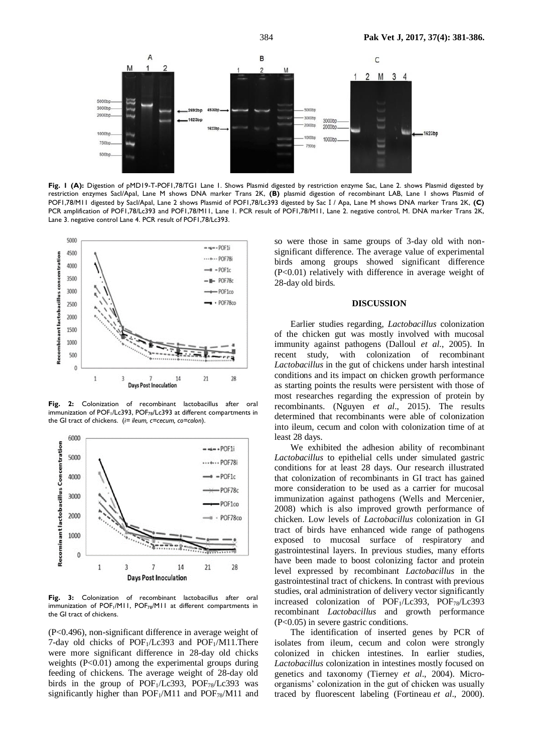**Fig. 1 (A):** Digestion of pMD19-T-POF1,78/TG1 Lane 1. Shows Plasmid digested by restriction enzyme Sac, Lane 2. shows Plasmid digested by restriction enzymes SacI/ApaI, Lane M shows DNA marker Trans 2K, **(B)** plasmid digestion of recombinant LAB, Lane 1 shows Plasmid of POF1,78/M11 digested by SacI/ApaI, Lane 2 shows Plasmid of POF1,78/Lc393 digested by Sac I / Apa, Lane M shows DNA marker Trans 2K, **(C)** PCR amplification of POF1,78/Lc393 and POF1,78/M11, Lane 1. PCR result of POF1,78/M11, Lane 2. negative control, M. DNA marker Trans 2K, Lane 3. negative control Lane 4. PCR result of POF1,78/Lc393.

**Fig. 2:** Colonization of recombinant lactobacillus after oral immunization of $POF_1$/Lc393, $POF_{78}$/Lc393 at different compartments in the GI tract of chickens. (*i= ileum, c=cecum, co=colon*).

**Fig. 3:** Colonization of recombinant lactobacillus after oral immunization of $POF_1$/M11, $POF_{78}$/M11 at different compartments in the GI tract of chickens.

($P<0.496$), non-significant difference in average weight of 7-day old chicks of $POF_1$/Lc393 and $POF_1$/M11.There were more significant difference in 28-day old chicks weights ($P<0.01$) among the experimental groups during feeding of chickens. The average weight of 28-day old birds in the group of $POF_1$/Lc393, $POF_{78}$/Lc393 was significantly higher than $POF_1$/M11 and $POF_{78}$/M11 and so were those in same groups of 3-day old with non-significant difference. The average value of experimental birds among groups showed significant difference ($P<0.01$) relatively with difference in average weight of 28-day old birds.

## DISCUSSION

Earlier studies regarding, *Lactobacillus* colonization of the chicken gut was mostly involved with mucosal immunity against pathogens (Dalloul *et al*., 2005). In recent study, with colonization of recombinant *Lactobacillus* in the gut of chickens under harsh intestinal conditions and its impact on chicken growth performance as starting points the results were persistent with those of most researches regarding the expression of protein by recombinants. (Nguyen *et al*., 2015). The results determined that recombinants were able of colonization into ileum, cecum and colon with colonization time of at least 28 days.

We exhibited the adhesion ability of recombinant *Lactobacillus* to epithelial cells under simulated gastric conditions for at least 28 days. Our research illustrated that colonization of recombinants in GI tract has gained more consideration to be used as a carrier for mucosal immunization against pathogens (Wells and Mercenier, 2008) which is also improved growth performance of chicken. Low levels of *Lactobacillus* colonization in GI tract of birds have enhanced wide range of pathogens exposed to mucosal surface of respiratory and gastrointestinal layers. In previous studies, many efforts have been made to boost colonizing factor and protein level expressed by recombinant *Lactobacillus* in the gastrointestinal tract of chickens. In contrast with previous studies, oral administration of delivery vector significantly increased colonization of $POF_1$/Lc393, $POF_{78}$/Lc393 recombinant *Lactobacillus* and growth performance ($P<0.05$) in severe gastric conditions.

The identification of inserted genes by PCR of isolates from ileum, cecum and colon were strongly colonized in chicken intestines. In earlier studies, *Lactobacillus* colonization in intestines mostly focused on genetics and taxonomy (Tierney *et al*., 2004). Micro-organisms' colonization in the gut of chicken was usually traced by fluorescent labeling (Fortineau *et al*., 2000).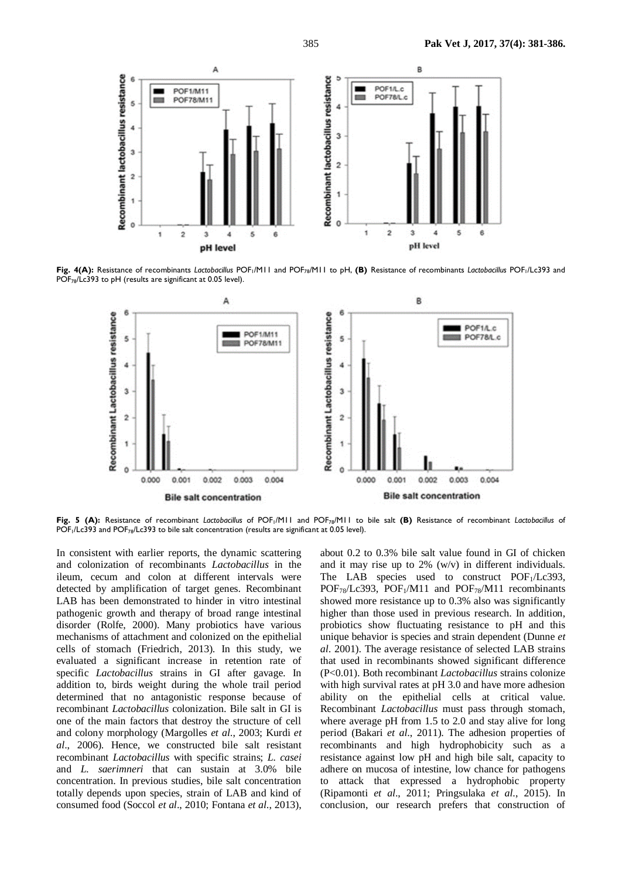**Fig. 4(A):** Resistance of recombinants *Lactobacillus* $POF_1$/M11 and $POF_{78}$/M11 to pH, **(B)** Resistance of recombinants *Lactobacillus* $POF_1$/Lc393 and $POF_{78}$/Lc393 to pH (results are significant at 0.05 level).

**Fig. 5 (A):** Resistance of recombinant *Lactobacillus* of $POF_1$/M11 and $POF_{78}$/M11 to bile salt **(B)** Resistance of recombinant *Lactobacillus* of $POF_1$/Lc393 and $POF_{78}$/Lc393 to bile salt concentration (results are significant at 0.05 level).

In consistent with earlier reports, the dynamic scattering and colonization of recombinants *Lactobacillus* in the ileum, cecum and colon at different intervals were detected by amplification of target genes. Recombinant LAB has been demonstrated to hinder in vitro intestinal pathogenic growth and therapy of broad range intestinal disorder (Rolfe, 2000). Many probiotics have various mechanisms of attachment and colonized on the epithelial cells of stomach (Friedrich, 2013). In this study, we evaluated a significant increase in retention rate of specific *Lactobacillus* strains in GI after gavage. In addition to, birds weight during the whole trail period determined that no antagonistic response because of recombinant *Lactobacillus* colonization. Bile salt in GI is one of the main factors that destroy the structure of cell and colony morphology (Margolles *et al*., 2003; Kurdi *et al*., 2006). Hence, we constructed bile salt resistant recombinant *Lactobacillus* with specific strains; *L. casei* and *L. saerimneri* that can sustain at 3.0% bile concentration. In previous studies, bile salt concentration totally depends upon species, strain of LAB and kind of consumed food (Soccol *et al*., 2010; Fontana *et al*., 2013), about 0.2 to 0.3% bile salt value found in GI of chicken and it may rise up to 2% (w/v) in different individuals. The LAB species used to construct $POF_1$/Lc393, $POF_{78}$/Lc393, $POF_1$/M11 and $POF_{78}$/M11 recombinants showed more resistance up to 0.3% also was significantly higher than those used in previous research. In addition, probiotics show fluctuating resistance to pH and this unique behavior is species and strain dependent (Dunne *et al*. 2001). The average resistance of selected LAB strains that used in recombinants showed significant difference ($P<0.01$). Both recombinant *Lactobacillus* strains colonize with high survival rates at pH 3.0 and have more adhesion ability on the epithelial cells at critical value. Recombinant *Lactobacillus* must pass through stomach, where average pH from 1.5 to 2.0 and stay alive for long period (Bakari *et al*., 2011). The adhesion properties of recombinants and high hydrophobicity such as a resistance against low pH and high bile salt, capacity to adhere on mucosa of intestine, low chance for pathogens to attack that expressed a hydrophobic property (Ripamonti *et al*., 2011; Pringsulaka *et al*., 2015). In conclusion, our research prefers that construction of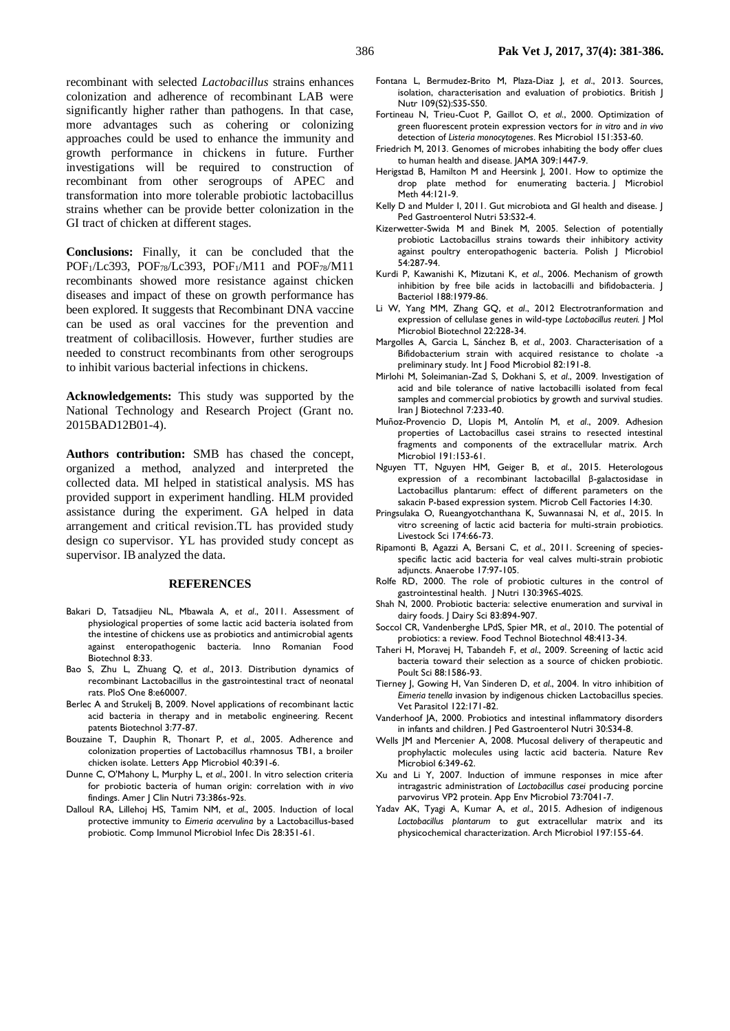recombinant with selected *Lactobacillus* strains enhances colonization and adherence of recombinant LAB were significantly higher rather than pathogens. In that case, more advantages such as cohering or colonizing approaches could be used to enhance the immunity and growth performance in chickens in future. Further investigations will be required to construction of recombinant from other serogroups of APEC and transformation into more tolerable probiotic lactobacillus strains whether can be provide better colonization in the GI tract of chicken at different stages.

**Conclusions:** Finally, it can be concluded that the $POF_1$/Lc393, $POF_{78}$/Lc393, $POF_1$/M11 and $POF_{78}$/M11 recombinants showed more resistance against chicken diseases and impact of these on growth performance has been explored. It suggests that Recombinant DNA vaccine can be used as oral vaccines for the prevention and treatment of colibacillosis. However, further studies are needed to construct recombinants from other serogroups to inhibit various bacterial infections in chickens.

**Acknowledgements:** This study was supported by the National Technology and Research Project (Grant no. 2015BAD12B01-4).

**Authors contribution:** SMB has chased the concept, organized a method, analyzed and interpreted the collected data. MI helped in statistical analysis. MS has provided support in experiment handling. HLM provided assistance during the experiment. GA helped in data arrangement and critical revision.TL has provided study design co supervisor. YL has provided study concept as supervisor. IB analyzed the data.

## REFERENCES

Bakari D, Tatsadjieu NL, Mbawala A, *et al*., 2011. Assessment of physiological properties of some lactic acid bacteria isolated from the intestine of chickens use as probiotics and antimicrobial agents against enteropathogenic bacteria. Inno Romanian Food Biotechnol 8:33.

Bao S, Zhu L, Zhuang Q, *et al*., 2013. Distribution dynamics of recombinant Lactobacillus in the gastrointestinal tract of neonatal rats. PloS One 8:e60007.

Berlec A and Strukelj B, 2009. Novel applications of recombinant lactic acid bacteria in therapy and in metabolic engineering. Recent patents Biotechnol 3:77-87.

Bouzaine T, Dauphin R, Thonart P, *et al*., 2005. Adherence and colonization properties of Lactobacillus rhamnosus TB1, a broiler chicken isolate. Letters App Microbiol 40:391-6.

Dunne C, O'Mahony L, Murphy L, *et al*., 2001. In vitro selection criteria for probiotic bacteria of human origin: correlation with *in vivo* findings. Amer J Clin Nutri 73:386s-92s.

Dalloul RA, Lillehoj HS, Tamim NM, *et al*., 2005. Induction of local protective immunity to *Eimeria acervulina* by a Lactobacillus-based probiotic. Comp Immunol Microbiol Infec Dis 28:351-61.

Fontana L, Bermudez-Brito M, Plaza-Diaz J, *et al*., 2013. Sources, isolation, characterisation and evaluation of probiotics. British J Nutr 109(S2):S35-S50.

Fortineau N, Trieu-Cuot P, Gaillot O, *et al*., 2000. Optimization of green fluorescent protein expression vectors for *in vitro* and *in vivo* detection of *Listeria monocytogenes*. Res Microbiol 151:353-60.

Friedrich M, 2013. Genomes of microbes inhabiting the body offer clues to human health and disease. JAMA 309:1447-9.

Herigstad B, Hamilton M and Heersink J, 2001. How to optimize the drop plate method for enumerating bacteria. J Microbiol Meth 44:121-9.

Kelly D and Mulder I, 2011. Gut microbiota and GI health and disease. J Ped Gastroenterol Nutri 53:S32-4.

Kizerwetter-Swida M and Binek M, 2005. Selection of potentially probiotic Lactobacillus strains towards their inhibitory activity against poultry enteropathogenic bacteria. Polish J Microbiol 54:287-94.

Kurdi P, Kawanishi K, Mizutani K, *et al*., 2006. Mechanism of growth inhibition by free bile acids in lactobacilli and bifidobacteria. J Bacteriol 188:1979-86.

Li W, Yang MM, Zhang GQ, *et al*., 2012 Electrotranformation and expression of cellulase genes in wild-type *Lactobacillus reuteri.* J Mol Microbiol Biotechnol 22:228-34.

Margolles A, Garcia L, Sánchez B, *et al*., 2003. Characterisation of a Bifidobacterium strain with acquired resistance to cholate -a preliminary study. Int J Food Microbiol 82:191-8.

Mirlohi M, Soleimanian-Zad S, Dokhani S, *et al*., 2009. Investigation of acid and bile tolerance of native lactobacilli isolated from fecal samples and commercial probiotics by growth and survival studies. Iran J Biotechnol 7:233-40.

Muñoz-Provencio D, Llopis M, Antolín M, *et al*., 2009. Adhesion properties of Lactobacillus casei strains to resected intestinal fragments and components of the extracellular matrix. Arch Microbiol 191:153-61.

Nguyen TT, Nguyen HM, Geiger B, *et al*., 2015. Heterologous expression of a recombinant lactobacillal β-galactosidase in Lactobacillus plantarum: effect of different parameters on the sakacin P-based expression system. Microb Cell Factories 14:30.

Pringsulaka O, Rueangyotchanthana K, Suwannasai N, *et al*., 2015. In vitro screening of lactic acid bacteria for multi-strain probiotics. Livestock Sci 174:66-73.

Ripamonti B, Agazzi A, Bersani C, *et al*., 2011. Screening of species-specific lactic acid bacteria for veal calves multi-strain probiotic adjuncts. Anaerobe 17:97-105.

Rolfe RD, 2000. The role of probiotic cultures in the control of gastrointestinal health. J Nutri 130:396S-402S.

Shah N, 2000. Probiotic bacteria: selective enumeration and survival in dairy foods. J Dairy Sci 83:894-907.

Soccol CR, Vandenberghe LPdS, Spier MR, *et al*., 2010. The potential of probiotics: a review. Food Technol Biotechnol 48:413-34.

Taheri H, Moravej H, Tabandeh F, *et al*., 2009. Screening of lactic acid bacteria toward their selection as a source of chicken probiotic. Poult Sci 88:1586-93.

Tierney J, Gowing H, Van Sinderen D, *et al*., 2004. In vitro inhibition of *Eimeria tenella* invasion by indigenous chicken Lactobacillus species. Vet Parasitol 122:171-82.

Vanderhoof JA, 2000. Probiotics and intestinal inflammatory disorders in infants and children. J Ped Gastroenterol Nutri 30:S34-8.

Wells JM and Mercenier A, 2008. Mucosal delivery of therapeutic and prophylactic molecules using lactic acid bacteria. Nature Rev Microbiol 6:349-62.

Xu and Li Y, 2007. Induction of immune responses in mice after intragastric administration of *Lactobacillus casei* producing porcine parvovirus VP2 protein. App Env Microbiol 73:7041-7.

Yadav AK, Tyagi A, Kumar A, *et al*., 2015. Adhesion of indigenous *Lactobacillus plantarum* to gut extracellular matrix and its physicochemical characterization. Arch Microbiol 197:155-64.